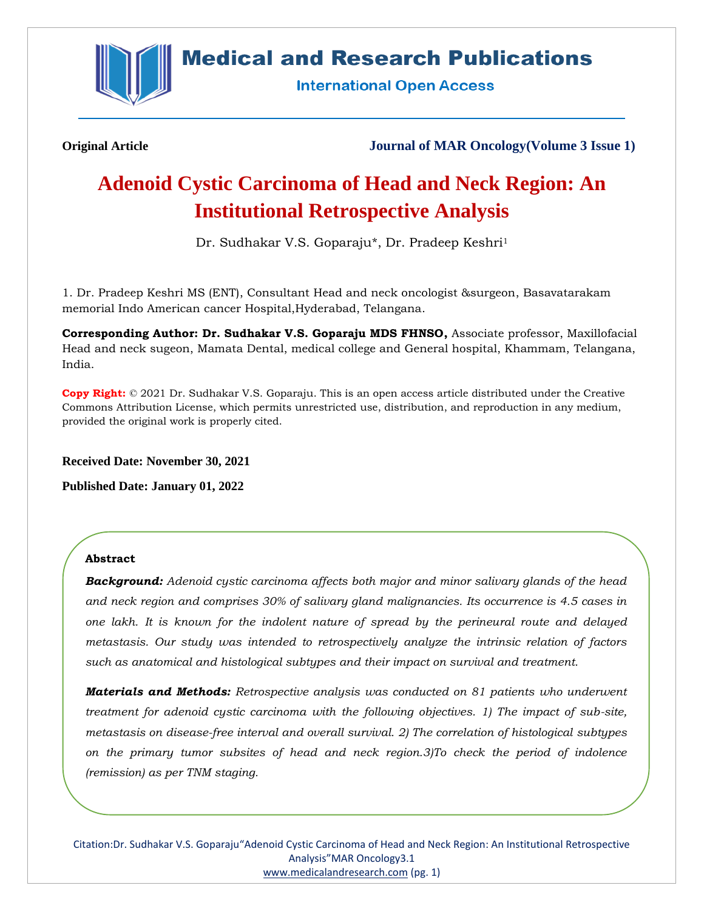**Original Article**

**Journal of MAR Oncology(Volume 3 Issue 1)**

# Adenoid Cystic Carcinoma of Head and Neck Region: An Institutional Retrospective Analysis

Dr. Sudhakar V.S. Goparaju*, Dr. Pradeep Keshri[1]

1. Dr. Pradeep Keshri MS (ENT), Consultant Head and neck oncologist &surgeon, Basavatarakam memorial Indo American cancer Hospital,Hyderabad, Telangana.

**Corresponding Author: Dr. Sudhakar V.S. Goparaju MDS FHNSO,** Associate professor, Maxillofacial Head and neck sugeon, Mamata Dental, medical college and General hospital, Khammam, Telangana, India.

**Copy Right:** © 2021 Dr. Sudhakar V.S. Goparaju. This is an open access article distributed under the Creative Commons Attribution License, which permits unrestricted use, distribution, and reproduction in any medium, provided the original work is properly cited.

**Received Date: November 30, 2021**

**Published Date: January 01, 2022**

### Abstract

***Background:*** *Adenoid cystic carcinoma affects both major and minor salivary glands of the head and neck region and comprises 30% of salivary gland malignancies. Its occurrence is 4.5 cases in one lakh. It is known for the indolent nature of spread by the perineural route and delayed metastasis. Our study was intended to retrospectively analyze the intrinsic relation of factors such as anatomical and histological subtypes and their impact on survival and treatment.*

***Materials and Methods:*** *Retrospective analysis was conducted on 81 patients who underwent treatment for adenoid cystic carcinoma with the following objectives. 1) The impact of sub-site, metastasis on disease-free interval and overall survival. 2) The correlation of histological subtypes on the primary tumor subsites of head and neck region.3)To check the period of indolence (remission) as per TNM staging.*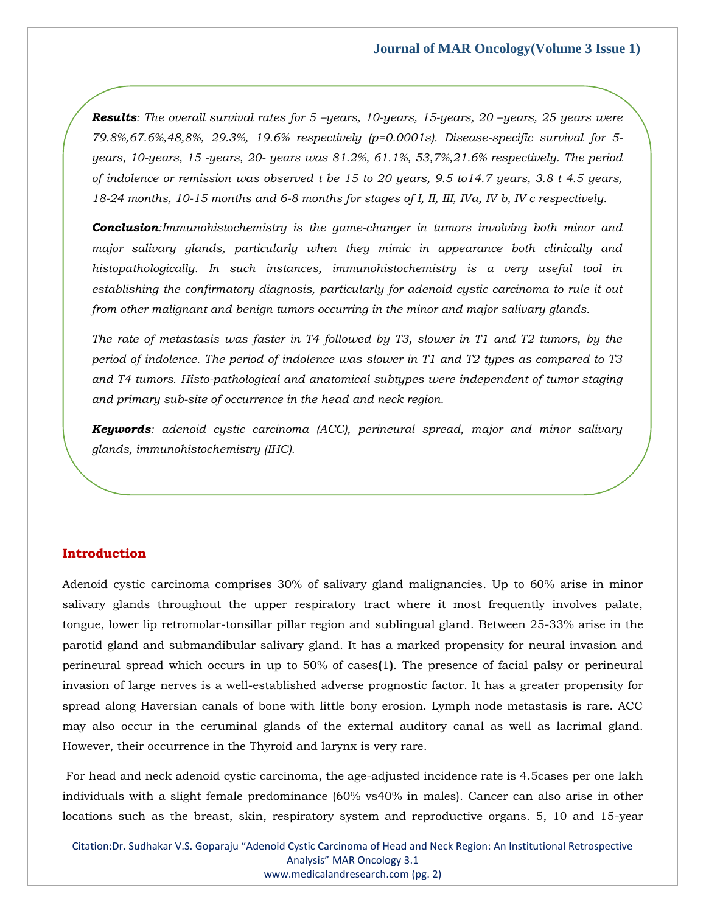***Results**: The overall survival rates for 5 –years, 10-years, 15-years, 20 –years, 25 years were 79.8%,67.6%,48,8%, 29.3%, 19.6% respectively (p=0.0001s). Disease-specific survival for 5-years, 10-years, 15 -years, 20- years was 81.2%, 61.1%, 53,7%,21.6% respectively. The period of indolence or remission was observed t be 15 to 20 years, 9.5 to14.7 years, 3.8 t 4.5 years, 18-24 months, 10-15 months and 6-8 months for stages of I, II, III, IVa, IV b, IV c respectively.*

***Conclusion**:Immunohistochemistry is the game-changer in tumors involving both minor and major salivary glands, particularly when they mimic in appearance both clinically and histopathologically. In such instances, immunohistochemistry is a very useful tool in establishing the confirmatory diagnosis, particularly for adenoid cystic carcinoma to rule it out from other malignant and benign tumors occurring in the minor and major salivary glands.*

*The rate of metastasis was faster in T4 followed by T3, slower in T1 and T2 tumors, by the period of indolence. The period of indolence was slower in T1 and T2 types as compared to T3 and T4 tumors. Histo-pathological and anatomical subtypes were independent of tumor staging and primary sub-site of occurrence in the head and neck region.*

***Keywords**: adenoid cystic carcinoma (ACC), perineural spread, major and minor salivary glands, immunohistochemistry (IHC).*

## Introduction

Adenoid cystic carcinoma comprises 30% of salivary gland malignancies. Up to 60% arise in minor salivary glands throughout the upper respiratory tract where it most frequently involves palate, tongue, lower lip retromolar-tonsillar pillar region and sublingual gland. Between 25-33% arise in the parotid gland and submandibular salivary gland. It has a marked propensity for neural invasion and perineural spread which occurs in up to 50% of cases**(**1**)**. The presence of facial palsy or perineural invasion of large nerves is a well-established adverse prognostic factor. It has a greater propensity for spread along Haversian canals of bone with little bony erosion. Lymph node metastasis is rare. ACC may also occur in the ceruminal glands of the external auditory canal as well as lacrimal gland. However, their occurrence in the Thyroid and larynx is very rare.

For head and neck adenoid cystic carcinoma, the age-adjusted incidence rate is 4.5cases per one lakh individuals with a slight female predominance (60% vs40% in males). Cancer can also arise in other locations such as the breast, skin, respiratory system and reproductive organs. 5, 10 and 15-year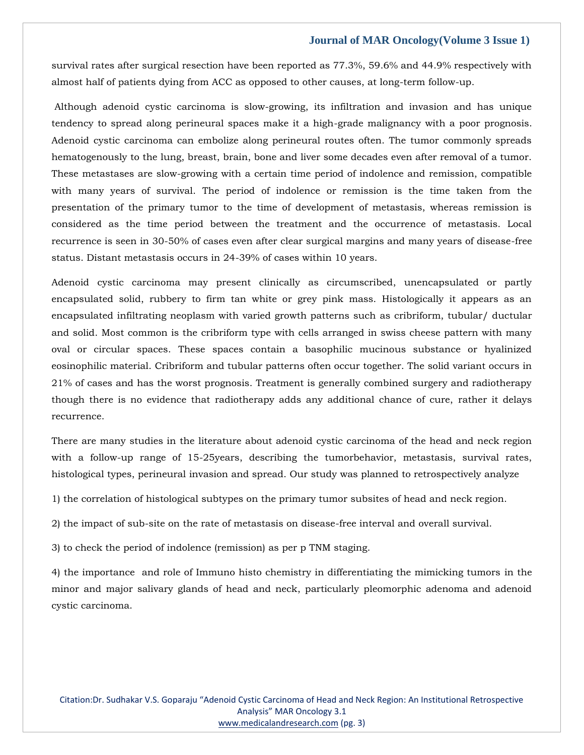survival rates after surgical resection have been reported as 77.3%, 59.6% and 44.9% respectively with almost half of patients dying from ACC as opposed to other causes, at long-term follow-up.

Although adenoid cystic carcinoma is slow-growing, its infiltration and invasion and has unique tendency to spread along perineural spaces make it a high-grade malignancy with a poor prognosis. Adenoid cystic carcinoma can embolize along perineural routes often. The tumor commonly spreads hematogenously to the lung, breast, brain, bone and liver some decades even after removal of a tumor. These metastases are slow-growing with a certain time period of indolence and remission, compatible with many years of survival. The period of indolence or remission is the time taken from the presentation of the primary tumor to the time of development of metastasis, whereas remission is considered as the time period between the treatment and the occurrence of metastasis. Local recurrence is seen in 30-50% of cases even after clear surgical margins and many years of disease-free status. Distant metastasis occurs in 24-39% of cases within 10 years.

Adenoid cystic carcinoma may present clinically as circumscribed, unencapsulated or partly encapsulated solid, rubbery to firm tan white or grey pink mass. Histologically it appears as an encapsulated infiltrating neoplasm with varied growth patterns such as cribriform, tubular/ ductular and solid. Most common is the cribriform type with cells arranged in swiss cheese pattern with many oval or circular spaces. These spaces contain a basophilic mucinous substance or hyalinized eosinophilic material. Cribriform and tubular patterns often occur together. The solid variant occurs in 21% of cases and has the worst prognosis. Treatment is generally combined surgery and radiotherapy though there is no evidence that radiotherapy adds any additional chance of cure, rather it delays recurrence.

There are many studies in the literature about adenoid cystic carcinoma of the head and neck region with a follow-up range of 15-25years, describing the tumorbehavior, metastasis, survival rates, histological types, perineural invasion and spread. Our study was planned to retrospectively analyze

1) the correlation of histological subtypes on the primary tumor subsites of head and neck region.

2) the impact of sub-site on the rate of metastasis on disease-free interval and overall survival.

3) to check the period of indolence (remission) as per p TNM staging.

4) the importance and role of Immuno histo chemistry in differentiating the mimicking tumors in the minor and major salivary glands of head and neck, particularly pleomorphic adenoma and adenoid cystic carcinoma.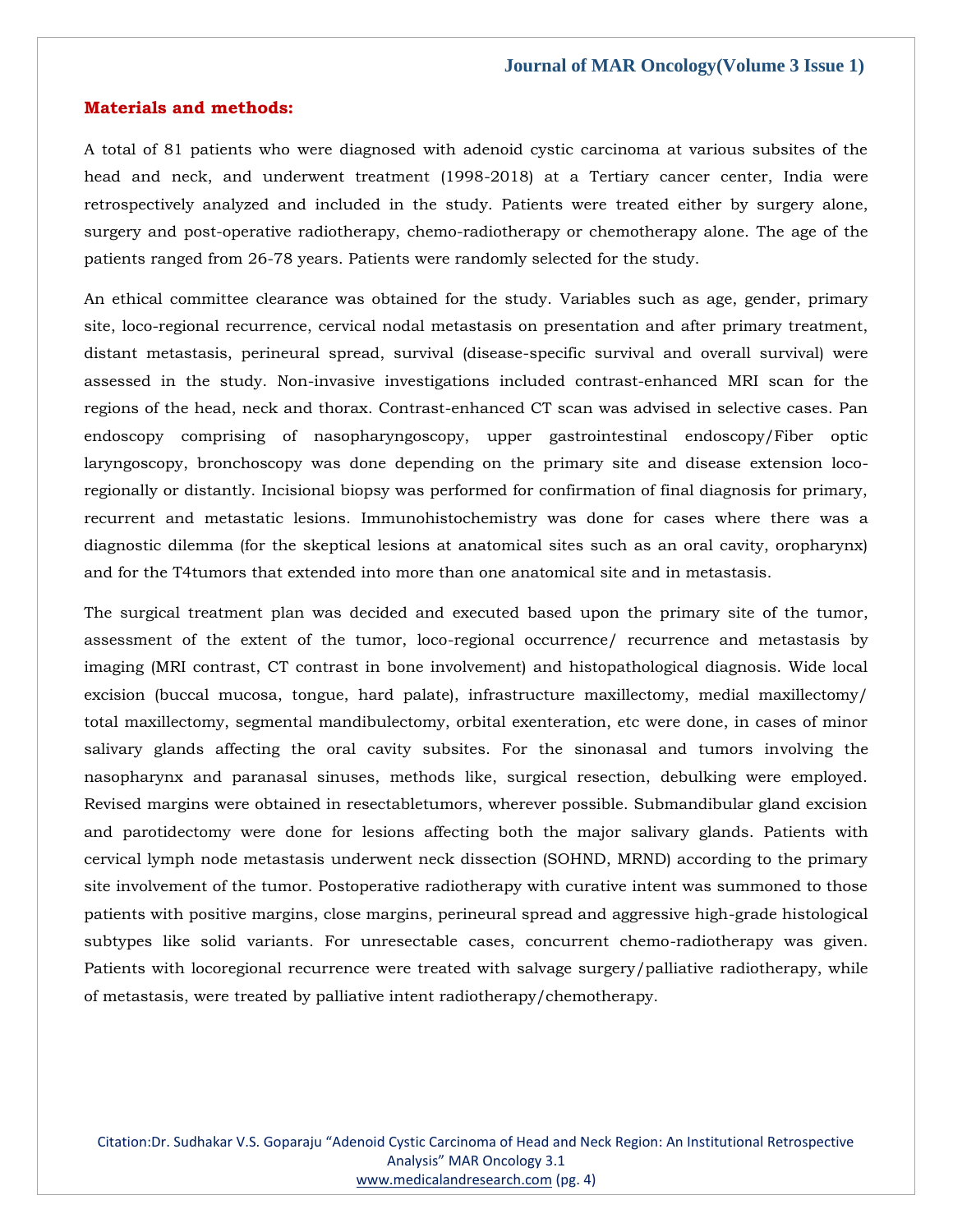## Materials and methods:

A total of 81 patients who were diagnosed with adenoid cystic carcinoma at various subsites of the head and neck, and underwent treatment (1998-2018) at a Tertiary cancer center, India were retrospectively analyzed and included in the study. Patients were treated either by surgery alone, surgery and post-operative radiotherapy, chemo-radiotherapy or chemotherapy alone. The age of the patients ranged from 26-78 years. Patients were randomly selected for the study.

An ethical committee clearance was obtained for the study. Variables such as age, gender, primary site, loco-regional recurrence, cervical nodal metastasis on presentation and after primary treatment, distant metastasis, perineural spread, survival (disease-specific survival and overall survival) were assessed in the study. Non-invasive investigations included contrast-enhanced MRI scan for the regions of the head, neck and thorax. Contrast-enhanced CT scan was advised in selective cases. Pan endoscopy comprising of nasopharyngoscopy, upper gastrointestinal endoscopy/Fiber optic laryngoscopy, bronchoscopy was done depending on the primary site and disease extension loco-regionally or distantly. Incisional biopsy was performed for confirmation of final diagnosis for primary, recurrent and metastatic lesions. Immunohistochemistry was done for cases where there was a diagnostic dilemma (for the skeptical lesions at anatomical sites such as an oral cavity, oropharynx) and for the T4tumors that extended into more than one anatomical site and in metastasis.

The surgical treatment plan was decided and executed based upon the primary site of the tumor, assessment of the extent of the tumor, loco-regional occurrence/ recurrence and metastasis by imaging (MRI contrast, CT contrast in bone involvement) and histopathological diagnosis. Wide local excision (buccal mucosa, tongue, hard palate), infrastructure maxillectomy, medial maxillectomy/ total maxillectomy, segmental mandibulectomy, orbital exenteration, etc were done, in cases of minor salivary glands affecting the oral cavity subsites. For the sinonasal and tumors involving the nasopharynx and paranasal sinuses, methods like, surgical resection, debulking were employed. Revised margins were obtained in resectabletumors, wherever possible. Submandibular gland excision and parotidectomy were done for lesions affecting both the major salivary glands. Patients with cervical lymph node metastasis underwent neck dissection (SOHND, MRND) according to the primary site involvement of the tumor. Postoperative radiotherapy with curative intent was summoned to those patients with positive margins, close margins, perineural spread and aggressive high-grade histological subtypes like solid variants. For unresectable cases, concurrent chemo-radiotherapy was given. Patients with locoregional recurrence were treated with salvage surgery/palliative radiotherapy, while of metastasis, were treated by palliative intent radiotherapy/chemotherapy.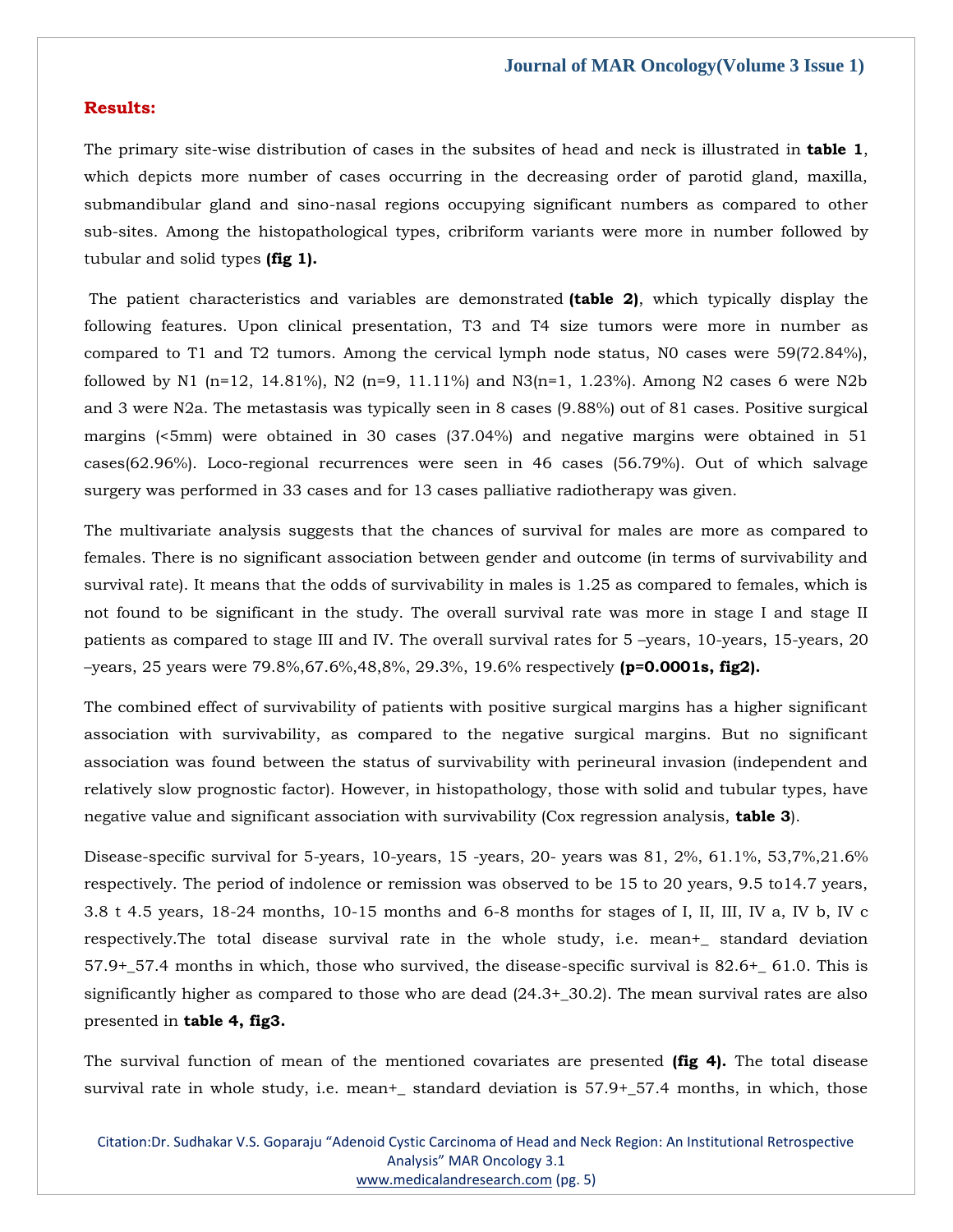## Results:

The primary site-wise distribution of cases in the subsites of head and neck is illustrated in **table 1**, which depicts more number of cases occurring in the decreasing order of parotid gland, maxilla, submandibular gland and sino-nasal regions occupying significant numbers as compared to other sub-sites. Among the histopathological types, cribriform variants were more in number followed by tubular and solid types **(fig 1).**

The patient characteristics and variables are demonstrated **(table 2)**, which typically display the following features. Upon clinical presentation, T3 and T4 size tumors were more in number as compared to T1 and T2 tumors. Among the cervical lymph node status, N0 cases were 59(72.84%), followed by N1 (n=12, 14.81%), N2 (n=9, 11.11%) and N3(n=1, 1.23%). Among N2 cases 6 were N2b and 3 were N2a. The metastasis was typically seen in 8 cases (9.88%) out of 81 cases. Positive surgical margins (<5mm) were obtained in 30 cases (37.04%) and negative margins were obtained in 51 cases(62.96%). Loco-regional recurrences were seen in 46 cases (56.79%). Out of which salvage surgery was performed in 33 cases and for 13 cases palliative radiotherapy was given.

The multivariate analysis suggests that the chances of survival for males are more as compared to females. There is no significant association between gender and outcome (in terms of survivability and survival rate). It means that the odds of survivability in males is 1.25 as compared to females, which is not found to be significant in the study. The overall survival rate was more in stage I and stage II patients as compared to stage III and IV. The overall survival rates for 5 –years, 10-years, 15-years, 20 –years, 25 years were 79.8%,67.6%,48,8%, 29.3%, 19.6% respectively **(p=0.0001s, fig2).**

The combined effect of survivability of patients with positive surgical margins has a higher significant association with survivability, as compared to the negative surgical margins. But no significant association was found between the status of survivability with perineural invasion (independent and relatively slow prognostic factor). However, in histopathology, those with solid and tubular types, have negative value and significant association with survivability (Cox regression analysis, **table 3**).

Disease-specific survival for 5-years, 10-years, 15 -years, 20- years was 81, 2%, 61.1%, 53,7%,21.6% respectively. The period of indolence or remission was observed to be 15 to 20 years, 9.5 to14.7 years, 3.8 t 4.5 years, 18-24 months, 10-15 months and 6-8 months for stages of I, II, III, IV a, IV b, IV c respectively.The total disease survival rate in the whole study, i.e. mean+_ standard deviation 57.9+_57.4 months in which, those who survived, the disease-specific survival is 82.6+_ 61.0. This is significantly higher as compared to those who are dead (24.3+_30.2). The mean survival rates are also presented in **table 4, fig3.**

The survival function of mean of the mentioned covariates are presented **(fig 4).** The total disease survival rate in whole study, i.e. mean+_ standard deviation is 57.9+_57.4 months, in which, those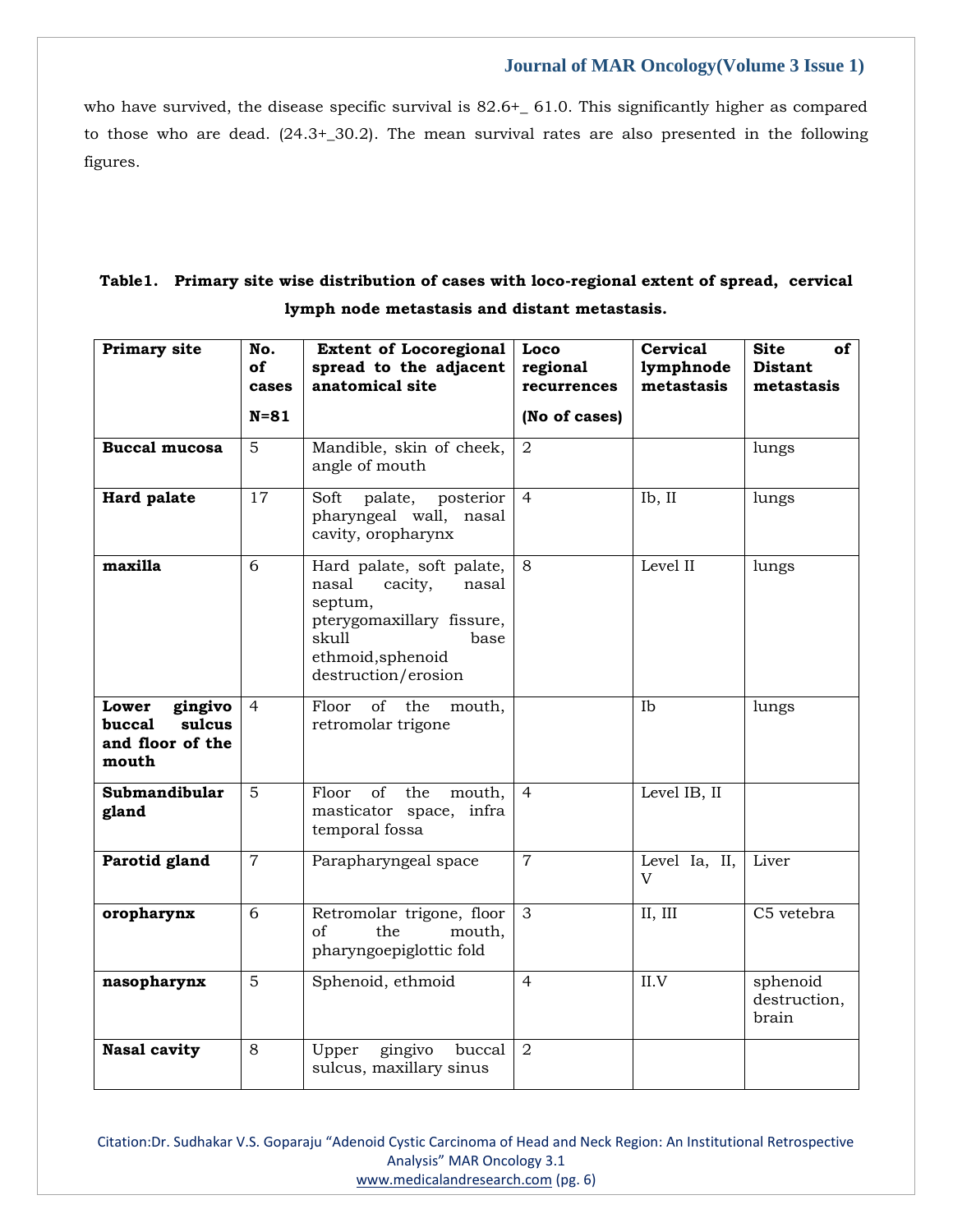who have survived, the disease specific survival is 82.6+_ 61.0. This significantly higher as compared to those who are dead. (24.3+_30.2). The mean survival rates are also presented in the following figures.

**Table1. Primary site wise distribution of cases with loco-regional extent of spread, cervical lymph node metastasis and distant metastasis.**

| Primary site | No. of cases N=81 | Extent of Locoregional spread to the adjacent anatomical site | Loco regional recurrences (No of cases) | Cervical lymphnode metastasis | Site of Distant metastasis |
|---|---|---|---|---|---|
| **Buccal mucosa** | 5 | Mandible, skin of cheek, angle of mouth | 2 | | lungs |
| **Hard palate** | 17 | Soft palate, posterior pharyngeal wall, nasal cavity, oropharynx | 4 | Ib, II | lungs |
| **maxilla** | 6 | Hard palate, soft palate, nasal cacity, nasal septum, pterygomaxillary fissure, skull base ethmoid,sphenoid destruction/erosion | 8 | Level II | lungs |
| **Lower gingivo buccal sulcus and floor of the mouth** | 4 | Floor of the mouth, retromolar trigone | | Ib | lungs |
| **Submandibular gland** | 5 | Floor of the mouth, masticator space, infra temporal fossa | 4 | Level IB, II | |
| **Parotid gland** | 7 | Parapharyngeal space | 7 | Level Ia, II, V | Liver |
| **oropharynx** | 6 | Retromolar trigone, floor of the mouth, pharyngoepiglottic fold | 3 | II, III | C5 vetebra |
| **nasopharynx** | 5 | Sphenoid, ethmoid | 4 | II.V | sphenoid destruction, brain |
| **Nasal cavity** | 8 | Upper gingivo buccal sulcus, maxillary sinus | 2 | | |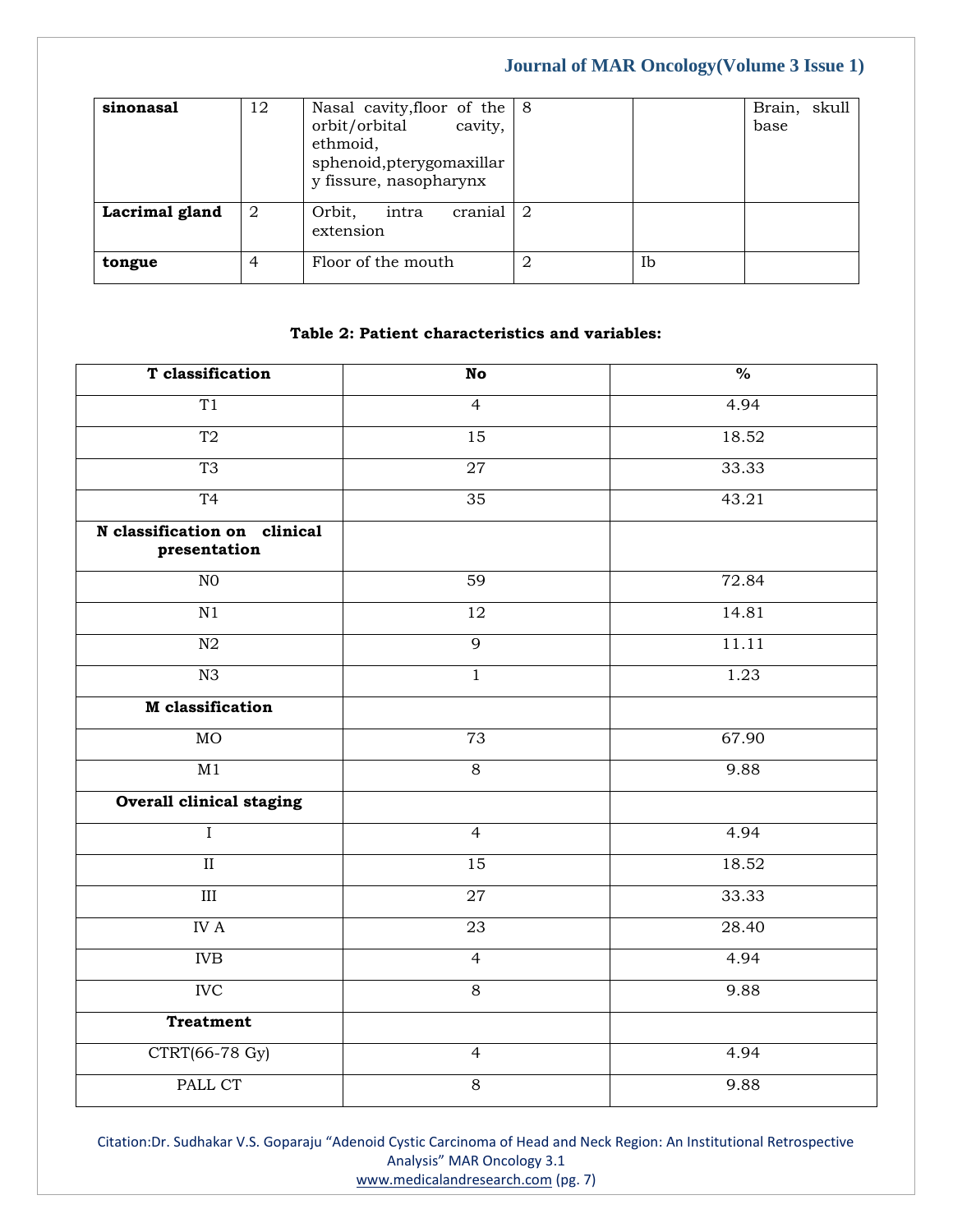| | | | | | |
|---|---|---|---|---|---|
| **sinonasal** | 12 | Nasal cavity,floor of the orbit/orbital cavity, ethmoid, sphenoid,pterygomaxillary fissure, nasopharynx | 8 | | Brain, skull base |
| **Lacrimal gland** | 2 | Orbit, intra cranial extension | 2 | | |
| **tongue** | 4 | Floor of the mouth | 2 | Ib | |

**Table 2: Patient characteristics and variables:**

| T classification | No | % |
|---|---|---|
| T1 | 4 | 4.94 |
| T2 | 15 | 18.52 |
| T3 | 27 | 33.33 |
| T4 | 35 | 43.21 |
| **N classification on clinical presentation** | | |
| N0 | 59 | 72.84 |
| N1 | 12 | 14.81 |
| N2 | 9 | 11.11 |
| N3 | 1 | 1.23 |
| **M classification** | | |
| MO | 73 | 67.90 |
| M1 | 8 | 9.88 |
| **Overall clinical staging** | | |
| I | 4 | 4.94 |
| II | 15 | 18.52 |
| III | 27 | 33.33 |
| IV A | 23 | 28.40 |
| IVB | 4 | 4.94 |
| IVC | 8 | 9.88 |
| **Treatment** | | |
| CTRT(66-78 Gy) | 4 | 4.94 |
| PALL CT | 8 | 9.88 |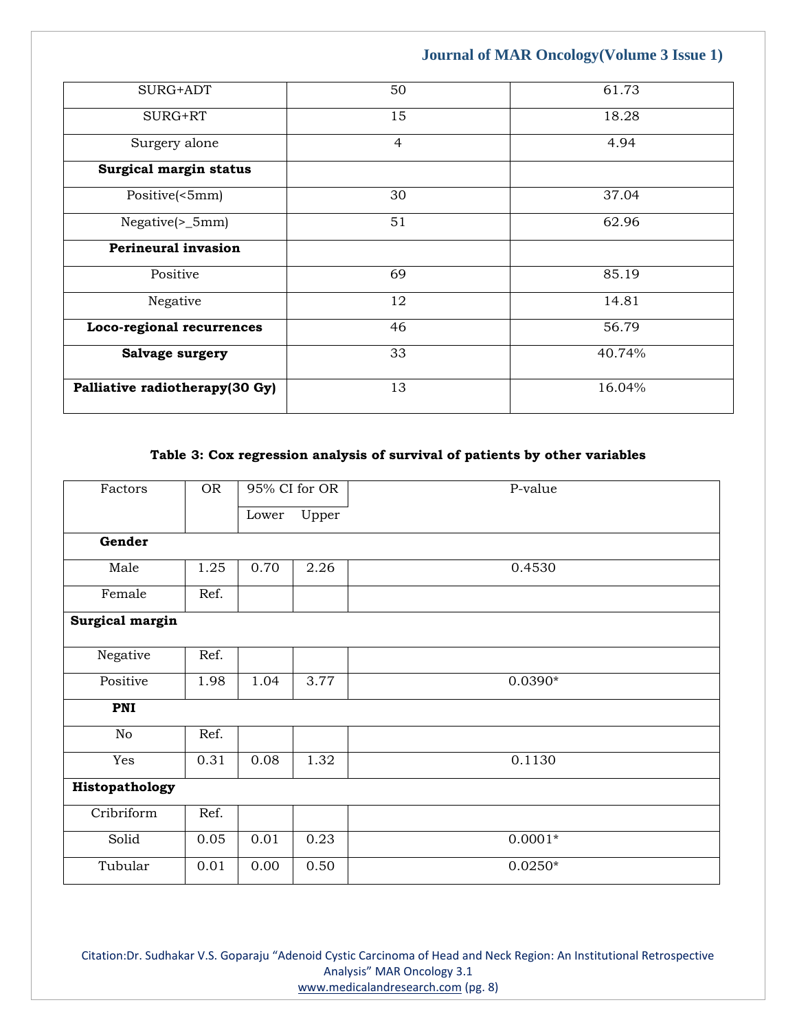| | | |
|---|---|---|
| SURG+ADT | 50 | 61.73 |
| SURG+RT | 15 | 18.28 |
| Surgery alone | 4 | 4.94 |
| **Surgical margin status** | | |
| Positive(<5mm) | 30 | 37.04 |
| Negative(>_5mm) | 51 | 62.96 |
| **Perineural invasion** | | |
| Positive | 69 | 85.19 |
| Negative | 12 | 14.81 |
| **Loco-regional recurrences** | 46 | 56.79 |
| **Salvage surgery** | 33 | 40.74% |
| **Palliative radiotherapy(30 Gy)** | 13 | 16.04% |

**Table 3: Cox regression analysis of survival of patients by other variables**

| Factors | OR | 95% CI for OR | | P-value |
|---|---|---|---|---|
| | | Lower | Upper | |
| **Gender** | | | | |
| Male | 1.25 | 0.70 | 2.26 | 0.4530 |
| Female | Ref. | | | |
| **Surgical margin** | | | | |
| Negative | Ref. | | | |
| Positive | 1.98 | 1.04 | 3.77 | 0.0390* |
| **PNI** | | | | |
| No | Ref. | | | |
| Yes | 0.31 | 0.08 | 1.32 | 0.1130 |
| **Histopathology** | | | | |
| Cribriform | Ref. | | | |
| Solid | 0.05 | 0.01 | 0.23 | 0.0001* |
| Tubular | 0.01 | 0.00 | 0.50 | 0.0250* |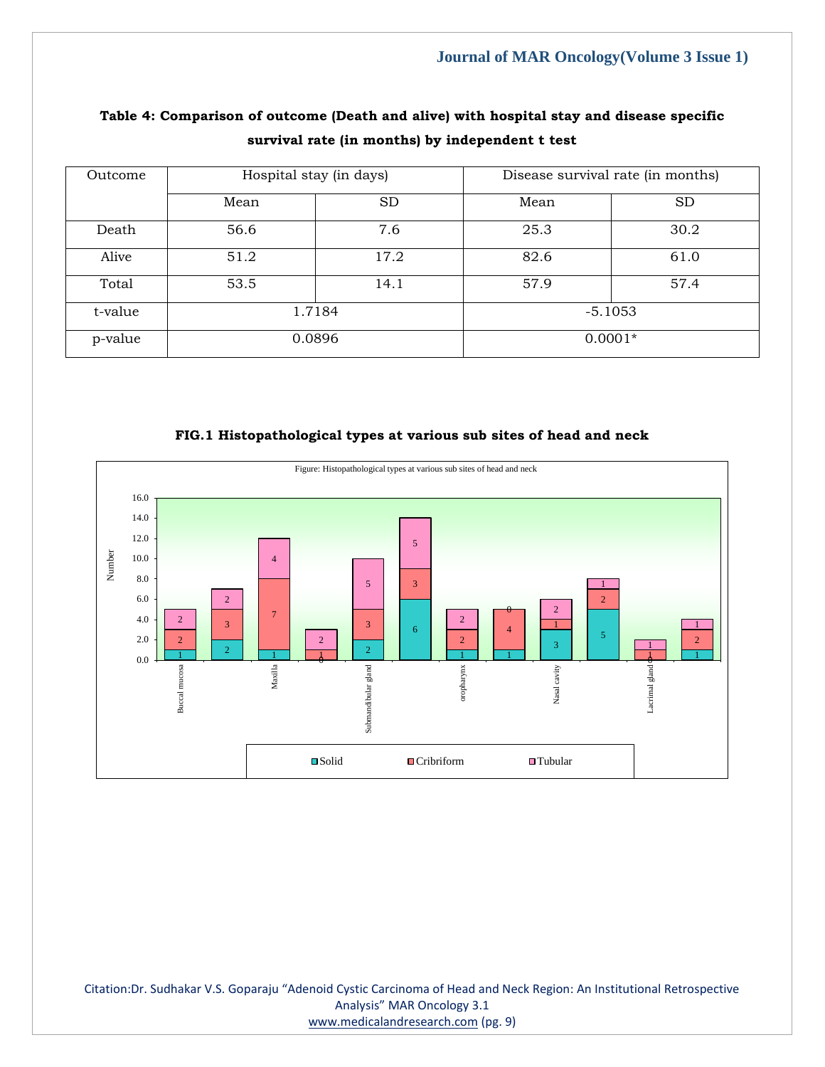**Table 4: Comparison of outcome (Death and alive) with hospital stay and disease specific survival rate (in months) by independent t test**

| Outcome | Hospital stay (in days) | | Disease survival rate (in months) | |
|---|---|---|---|---|
| | Mean | SD | Mean | SD |
| Death | 56.6 | 7.6 | 25.3 | 30.2 |
| Alive | 51.2 | 17.2 | 82.6 | 61.0 |
| Total | 53.5 | 14.1 | 57.9 | 57.4 |
| t-value | 1.7184 | | -5.1053 | |
| p-value | 0.0896 | | 0.0001* | |

**FIG.1 Histopathological types at various sub sites of head and neck**

Figure: Histopathological types at various sub sites of head and neck

Number

16.0
14.0
12.0
10.0
8.0
6.0
4.0
2.0
0.0

1 2 2 | 2 3 2 | 1 7 4 | 0 1 2 | 2 3 5 | 6 3 5 | 1 2 2 | 1 4 0 | 3 1 2 | 5 2 1 | 0 1 1 | 1 2 1

Buccal mucosa
Maxilla
Submandibular gland
oropharynx
Nasal cavity
Lacrimal gland

Solid
Cribriform
Tubular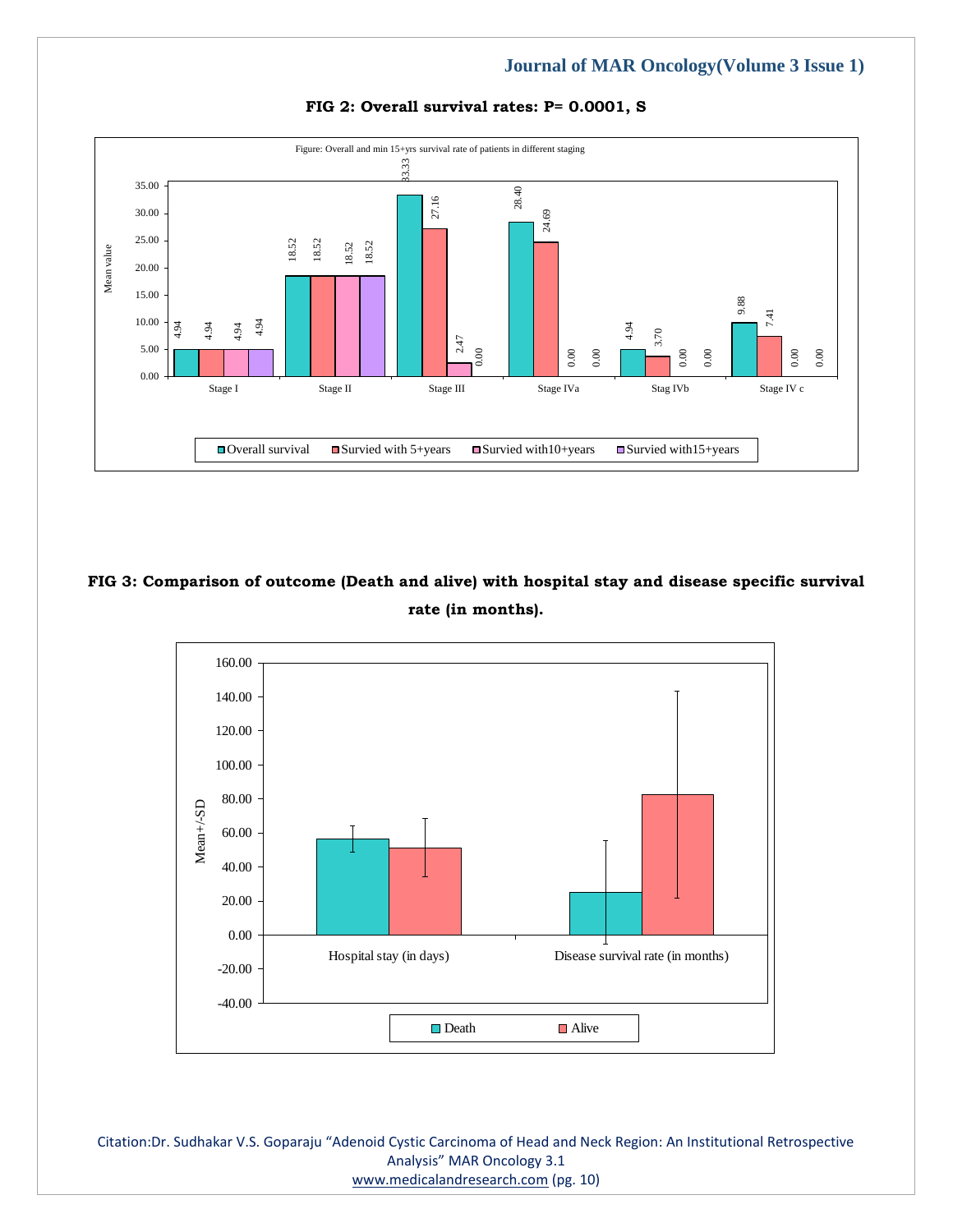**FIG 2: Overall survival rates: P= 0.0001, S**

Figure: Overall and min 15+yrs survival rate of patients in different staging

Mean value

35.00
30.00
25.00
20.00
15.00
10.00
5.00
0.00

Stage I: 4.94, 4.94, 4.94, 4.94
Stage II: 18.52, 18.52, 18.52, 18.52
Stage III: 33.33, 27.16, 2.47, 0.00
Stage IVa: 28.40, 24.69, 0.00, 0.00
Stag IVb: 4.94, 3.70, 0.00, 0.00
Stage IV c: 9.88, 7.41, 0.00, 0.00

Overall survival | Survied with 5+years | Survied with10+years | Survied with15+years

**FIG 3: Comparison of outcome (Death and alive) with hospital stay and disease specific survival rate (in months).**

Mean+/-SD

160.00
140.00
120.00
100.00
80.00
60.00
40.00
20.00
0.00
-20.00
-40.00

Hospital stay (in days)
Disease survival rate (in months)

Death | Alive

Citation:Dr. Sudhakar V.S. Goparaju "Adenoid Cystic Carcinoma of Head and Neck Region: An Institutional Retrospective Analysis" MAR Oncology 3.1
www.medicalandresearch.com (pg. 10)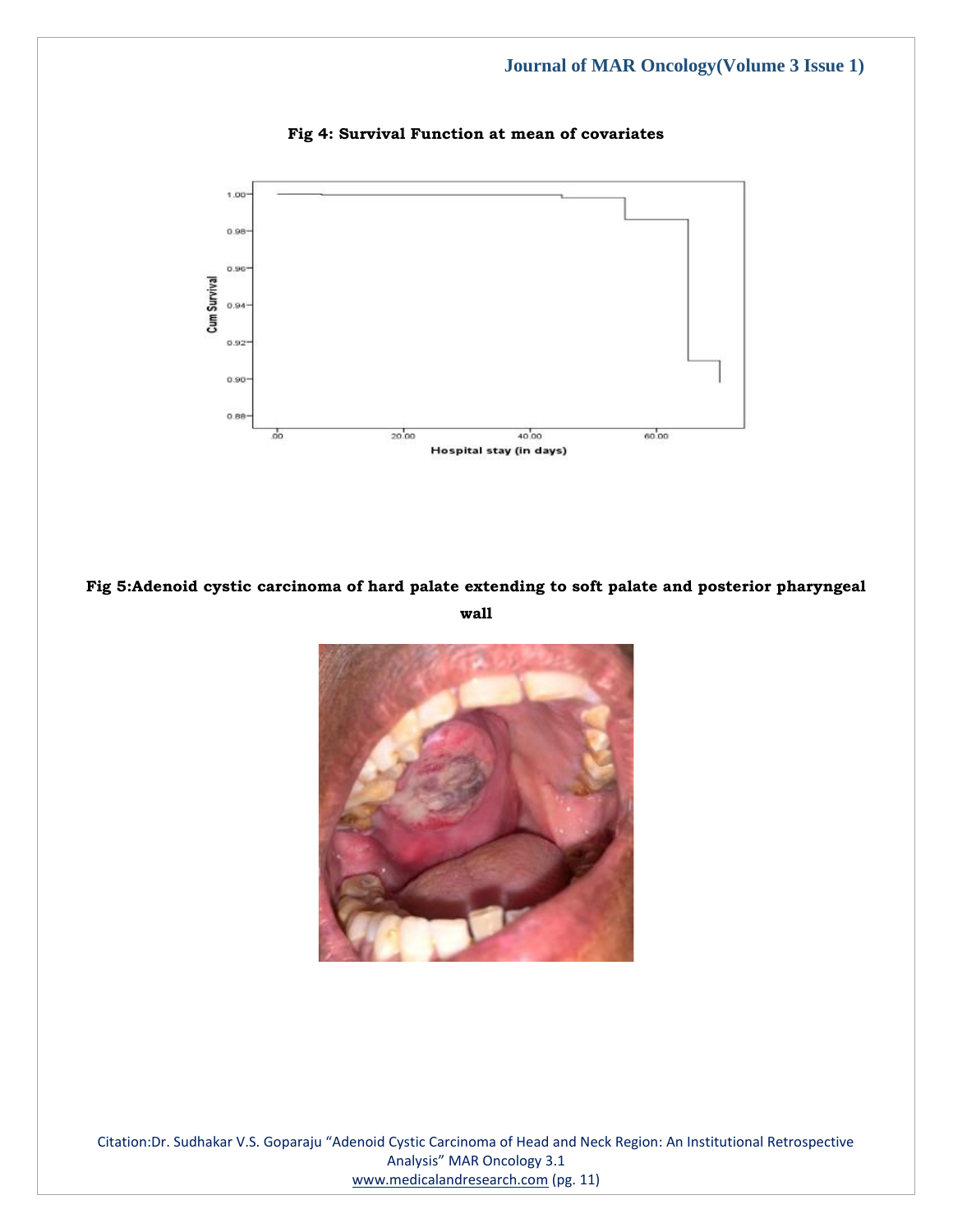**Fig 4: Survival Function at mean of covariates**

Cum Survival

1.00
0.98
0.96
0.94
0.92
0.90
0.88

.00
20.00
40.00
60.00

Hospital stay (in days)

**Fig 5:Adenoid cystic carcinoma of hard palate extending to soft palate and posterior pharyngeal wall**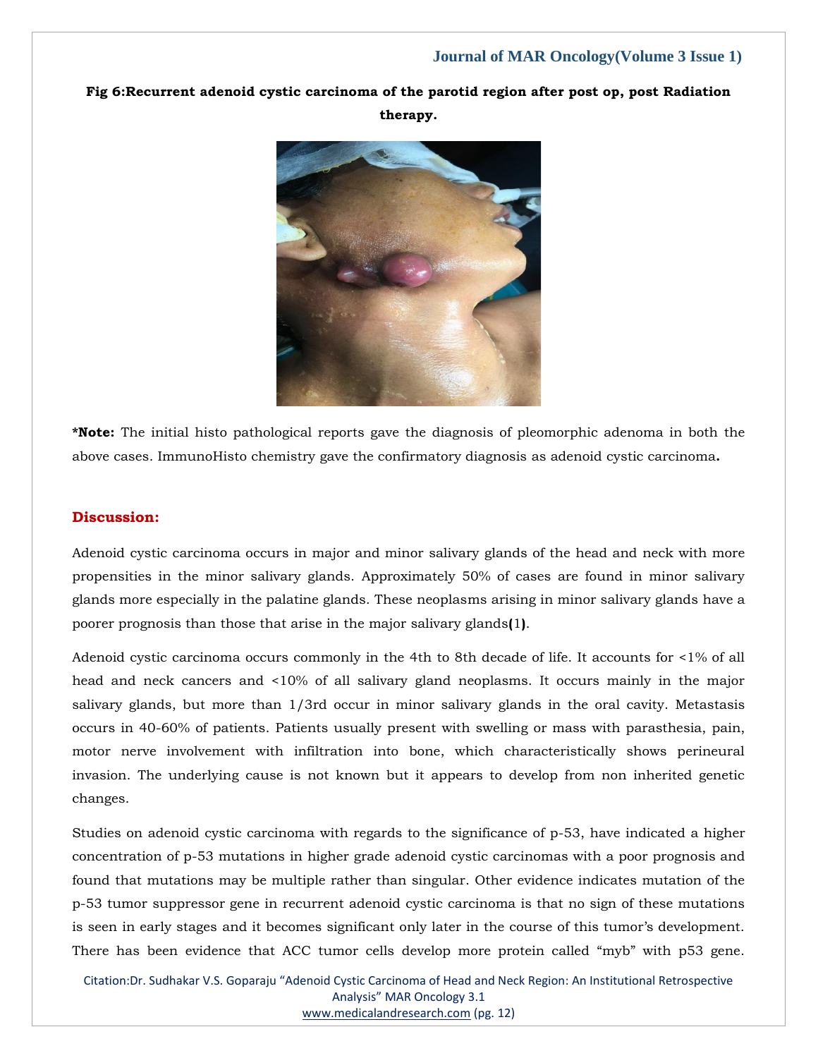**Fig 6:Recurrent adenoid cystic carcinoma of the parotid region after post op, post Radiation therapy.**

***Note:** The initial histo pathological reports gave the diagnosis of pleomorphic adenoma in both the above cases. ImmunoHisto chemistry gave the confirmatory diagnosis as adenoid cystic carcinoma**.**

## Discussion:

Adenoid cystic carcinoma occurs in major and minor salivary glands of the head and neck with more propensities in the minor salivary glands. Approximately 50% of cases are found in minor salivary glands more especially in the palatine glands. These neoplasms arising in minor salivary glands have a poorer prognosis than those that arise in the major salivary glands**(**1**)**.

Adenoid cystic carcinoma occurs commonly in the 4th to 8th decade of life. It accounts for <1% of all head and neck cancers and <10% of all salivary gland neoplasms. It occurs mainly in the major salivary glands, but more than 1/3rd occur in minor salivary glands in the oral cavity. Metastasis occurs in 40-60% of patients. Patients usually present with swelling or mass with parasthesia, pain, motor nerve involvement with infiltration into bone, which characteristically shows perineural invasion. The underlying cause is not known but it appears to develop from non inherited genetic changes.

Studies on adenoid cystic carcinoma with regards to the significance of p-53, have indicated a higher concentration of p-53 mutations in higher grade adenoid cystic carcinomas with a poor prognosis and found that mutations may be multiple rather than singular. Other evidence indicates mutation of the p-53 tumor suppressor gene in recurrent adenoid cystic carcinoma is that no sign of these mutations is seen in early stages and it becomes significant only later in the course of this tumor's development. There has been evidence that ACC tumor cells develop more protein called "myb" with p53 gene.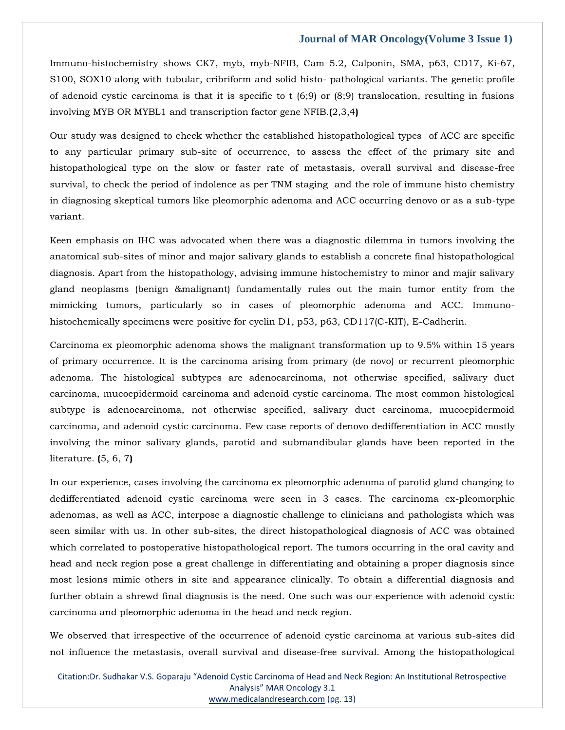Immuno-histochemistry shows CK7, myb, myb-NFIB, Cam 5.2, Calponin, SMA, p63, CD17, Ki-67, S100, SOX10 along with tubular, cribriform and solid histo- pathological variants. The genetic profile of adenoid cystic carcinoma is that it is specific to t (6;9) or (8;9) translocation, resulting in fusions involving MYB OR MYBL1 and transcription factor gene NFIB.**(**2,3,4**)**

Our study was designed to check whether the established histopathological types of ACC are specific to any particular primary sub-site of occurrence, to assess the effect of the primary site and histopathological type on the slow or faster rate of metastasis, overall survival and disease-free survival, to check the period of indolence as per TNM staging and the role of immune histo chemistry in diagnosing skeptical tumors like pleomorphic adenoma and ACC occurring denovo or as a sub-type variant.

Keen emphasis on IHC was advocated when there was a diagnostic dilemma in tumors involving the anatomical sub-sites of minor and major salivary glands to establish a concrete final histopathological diagnosis. Apart from the histopathology, advising immune histochemistry to minor and majir salivary gland neoplasms (benign &malignant) fundamentally rules out the main tumor entity from the mimicking tumors, particularly so in cases of pleomorphic adenoma and ACC. Immuno-histochemically specimens were positive for cyclin D1, p53, p63, CD117(C-KIT), E-Cadherin.

Carcinoma ex pleomorphic adenoma shows the malignant transformation up to 9.5% within 15 years of primary occurrence. It is the carcinoma arising from primary (de novo) or recurrent pleomorphic adenoma. The histological subtypes are adenocarcinoma, not otherwise specified, salivary duct carcinoma, mucoepidermoid carcinoma and adenoid cystic carcinoma. The most common histological subtype is adenocarcinoma, not otherwise specified, salivary duct carcinoma, mucoepidermoid carcinoma, and adenoid cystic carcinoma. Few case reports of denovo dedifferentiation in ACC mostly involving the minor salivary glands, parotid and submandibular glands have been reported in the literature. **(**5, 6, 7**)**

In our experience, cases involving the carcinoma ex pleomorphic adenoma of parotid gland changing to dedifferentiated adenoid cystic carcinoma were seen in 3 cases. The carcinoma ex-pleomorphic adenomas, as well as ACC, interpose a diagnostic challenge to clinicians and pathologists which was seen similar with us. In other sub-sites, the direct histopathological diagnosis of ACC was obtained which correlated to postoperative histopathological report. The tumors occurring in the oral cavity and head and neck region pose a great challenge in differentiating and obtaining a proper diagnosis since most lesions mimic others in site and appearance clinically. To obtain a differential diagnosis and further obtain a shrewd final diagnosis is the need. One such was our experience with adenoid cystic carcinoma and pleomorphic adenoma in the head and neck region.

We observed that irrespective of the occurrence of adenoid cystic carcinoma at various sub-sites did not influence the metastasis, overall survival and disease-free survival. Among the histopathological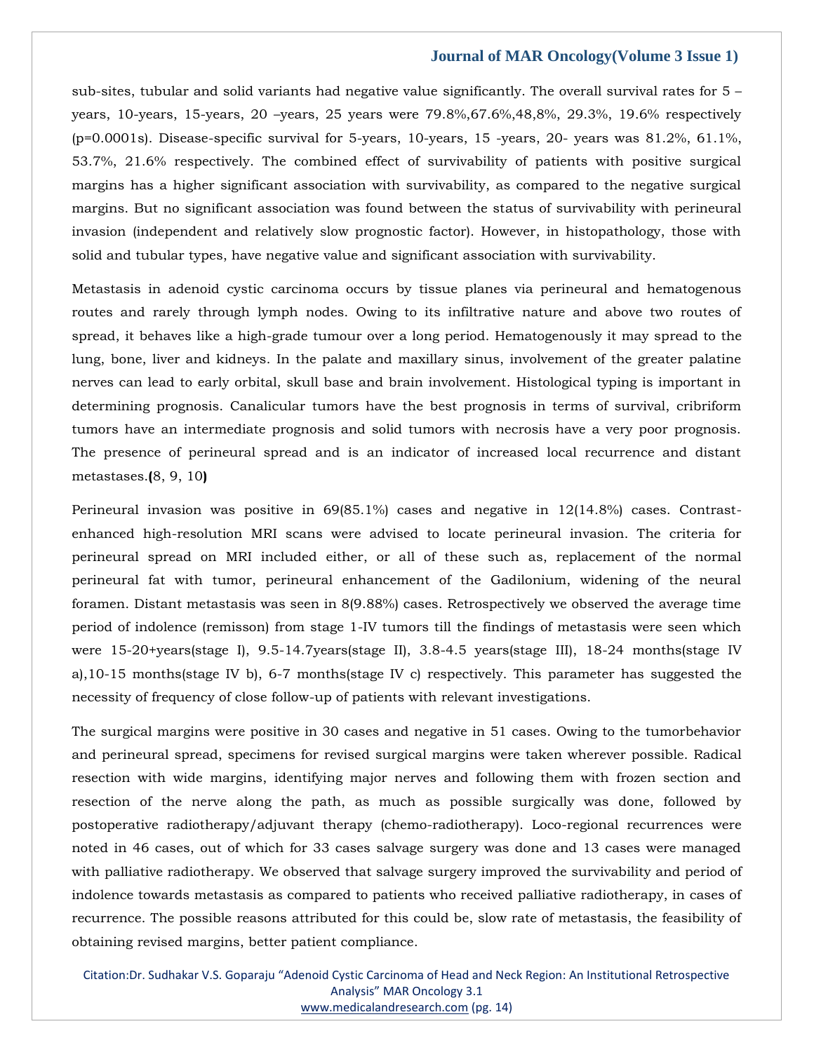sub-sites, tubular and solid variants had negative value significantly. The overall survival rates for 5 –years, 10-years, 15-years, 20 –years, 25 years were 79.8%,67.6%,48,8%, 29.3%, 19.6% respectively (p=0.0001s). Disease-specific survival for 5-years, 10-years, 15 -years, 20- years was 81.2%, 61.1%, 53.7%, 21.6% respectively. The combined effect of survivability of patients with positive surgical margins has a higher significant association with survivability, as compared to the negative surgical margins. But no significant association was found between the status of survivability with perineural invasion (independent and relatively slow prognostic factor). However, in histopathology, those with solid and tubular types, have negative value and significant association with survivability.

Metastasis in adenoid cystic carcinoma occurs by tissue planes via perineural and hematogenous routes and rarely through lymph nodes. Owing to its infiltrative nature and above two routes of spread, it behaves like a high-grade tumour over a long period. Hematogenously it may spread to the lung, bone, liver and kidneys. In the palate and maxillary sinus, involvement of the greater palatine nerves can lead to early orbital, skull base and brain involvement. Histological typing is important in determining prognosis. Canalicular tumors have the best prognosis in terms of survival, cribriform tumors have an intermediate prognosis and solid tumors with necrosis have a very poor prognosis. The presence of perineural spread and is an indicator of increased local recurrence and distant metastases.**(**8, 9, 10**)**

Perineural invasion was positive in 69(85.1%) cases and negative in 12(14.8%) cases. Contrast-enhanced high-resolution MRI scans were advised to locate perineural invasion. The criteria for perineural spread on MRI included either, or all of these such as, replacement of the normal perineural fat with tumor, perineural enhancement of the Gadilonium, widening of the neural foramen. Distant metastasis was seen in 8(9.88%) cases. Retrospectively we observed the average time period of indolence (remisson) from stage 1-IV tumors till the findings of metastasis were seen which were 15-20+years(stage I), 9.5-14.7years(stage II), 3.8-4.5 years(stage III), 18-24 months(stage IV a),10-15 months(stage IV b), 6-7 months(stage IV c) respectively. This parameter has suggested the necessity of frequency of close follow-up of patients with relevant investigations.

The surgical margins were positive in 30 cases and negative in 51 cases. Owing to the tumorbehavior and perineural spread, specimens for revised surgical margins were taken wherever possible. Radical resection with wide margins, identifying major nerves and following them with frozen section and resection of the nerve along the path, as much as possible surgically was done, followed by postoperative radiotherapy/adjuvant therapy (chemo-radiotherapy). Loco-regional recurrences were noted in 46 cases, out of which for 33 cases salvage surgery was done and 13 cases were managed with palliative radiotherapy. We observed that salvage surgery improved the survivability and period of indolence towards metastasis as compared to patients who received palliative radiotherapy, in cases of recurrence. The possible reasons attributed for this could be, slow rate of metastasis, the feasibility of obtaining revised margins, better patient compliance.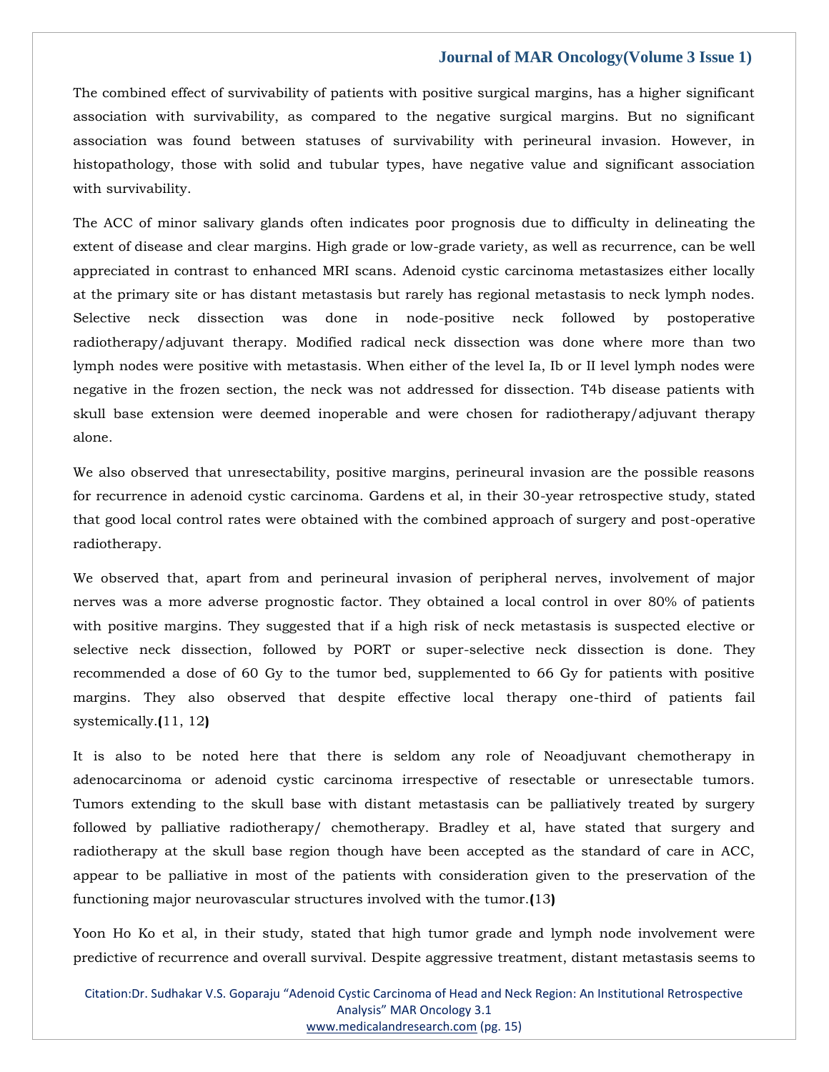The combined effect of survivability of patients with positive surgical margins, has a higher significant association with survivability, as compared to the negative surgical margins. But no significant association was found between statuses of survivability with perineural invasion. However, in histopathology, those with solid and tubular types, have negative value and significant association with survivability.

The ACC of minor salivary glands often indicates poor prognosis due to difficulty in delineating the extent of disease and clear margins. High grade or low-grade variety, as well as recurrence, can be well appreciated in contrast to enhanced MRI scans. Adenoid cystic carcinoma metastasizes either locally at the primary site or has distant metastasis but rarely has regional metastasis to neck lymph nodes. Selective neck dissection was done in node-positive neck followed by postoperative radiotherapy/adjuvant therapy. Modified radical neck dissection was done where more than two lymph nodes were positive with metastasis. When either of the level Ia, Ib or II level lymph nodes were negative in the frozen section, the neck was not addressed for dissection. T4b disease patients with skull base extension were deemed inoperable and were chosen for radiotherapy/adjuvant therapy alone.

We also observed that unresectability, positive margins, perineural invasion are the possible reasons for recurrence in adenoid cystic carcinoma. Gardens et al, in their 30-year retrospective study, stated that good local control rates were obtained with the combined approach of surgery and post-operative radiotherapy.

We observed that, apart from and perineural invasion of peripheral nerves, involvement of major nerves was a more adverse prognostic factor. They obtained a local control in over 80% of patients with positive margins. They suggested that if a high risk of neck metastasis is suspected elective or selective neck dissection, followed by PORT or super-selective neck dissection is done. They recommended a dose of 60 Gy to the tumor bed, supplemented to 66 Gy for patients with positive margins. They also observed that despite effective local therapy one-third of patients fail systemically.(11, 12)

It is also to be noted here that there is seldom any role of Neoadjuvant chemotherapy in adenocarcinoma or adenoid cystic carcinoma irrespective of resectable or unresectable tumors. Tumors extending to the skull base with distant metastasis can be palliatively treated by surgery followed by palliative radiotherapy/ chemotherapy. Bradley et al, have stated that surgery and radiotherapy at the skull base region though have been accepted as the standard of care in ACC, appear to be palliative in most of the patients with consideration given to the preservation of the functioning major neurovascular structures involved with the tumor.(13)

Yoon Ho Ko et al, in their study, stated that high tumor grade and lymph node involvement were predictive of recurrence and overall survival. Despite aggressive treatment, distant metastasis seems to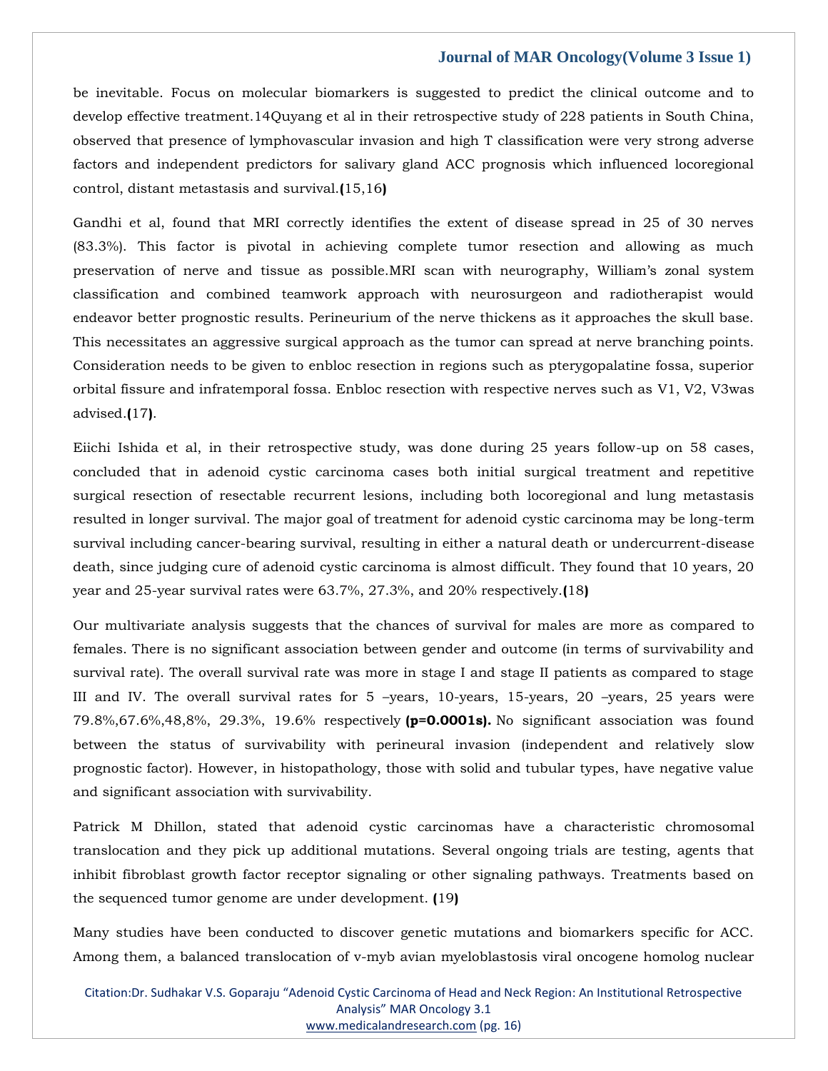be inevitable. Focus on molecular biomarkers is suggested to predict the clinical outcome and to develop effective treatment.14Quyang et al in their retrospective study of 228 patients in South China, observed that presence of lymphovascular invasion and high T classification were very strong adverse factors and independent predictors for salivary gland ACC prognosis which influenced locoregional control, distant metastasis and survival.**(**15,16**)**

Gandhi et al, found that MRI correctly identifies the extent of disease spread in 25 of 30 nerves (83.3%). This factor is pivotal in achieving complete tumor resection and allowing as much preservation of nerve and tissue as possible.MRI scan with neurography, William's zonal system classification and combined teamwork approach with neurosurgeon and radiotherapist would endeavor better prognostic results. Perineurium of the nerve thickens as it approaches the skull base. This necessitates an aggressive surgical approach as the tumor can spread at nerve branching points. Consideration needs to be given to enbloc resection in regions such as pterygopalatine fossa, superior orbital fissure and infratemporal fossa. Enbloc resection with respective nerves such as V1, V2, V3was advised.**(**17**)**.

Eiichi Ishida et al, in their retrospective study, was done during 25 years follow-up on 58 cases, concluded that in adenoid cystic carcinoma cases both initial surgical treatment and repetitive surgical resection of resectable recurrent lesions, including both locoregional and lung metastasis resulted in longer survival. The major goal of treatment for adenoid cystic carcinoma may be long-term survival including cancer-bearing survival, resulting in either a natural death or undercurrent-disease death, since judging cure of adenoid cystic carcinoma is almost difficult. They found that 10 years, 20 year and 25-year survival rates were 63.7%, 27.3%, and 20% respectively.**(**18**)**

Our multivariate analysis suggests that the chances of survival for males are more as compared to females. There is no significant association between gender and outcome (in terms of survivability and survival rate). The overall survival rate was more in stage I and stage II patients as compared to stage III and IV. The overall survival rates for 5 –years, 10-years, 15-years, 20 –years, 25 years were 79.8%,67.6%,48,8%, 29.3%, 19.6% respectively **(p=0.0001s).** No significant association was found between the status of survivability with perineural invasion (independent and relatively slow prognostic factor). However, in histopathology, those with solid and tubular types, have negative value and significant association with survivability.

Patrick M Dhillon, stated that adenoid cystic carcinomas have a characteristic chromosomal translocation and they pick up additional mutations. Several ongoing trials are testing, agents that inhibit fibroblast growth factor receptor signaling or other signaling pathways. Treatments based on the sequenced tumor genome are under development. **(**19**)**

Many studies have been conducted to discover genetic mutations and biomarkers specific for ACC. Among them, a balanced translocation of v-myb avian myeloblastosis viral oncogene homolog nuclear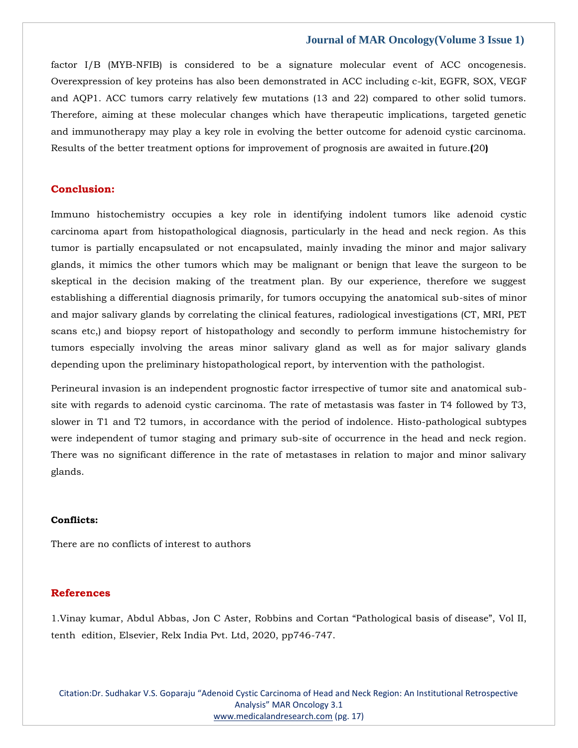factor I/B (MYB-NFIB) is considered to be a signature molecular event of ACC oncogenesis. Overexpression of key proteins has also been demonstrated in ACC including c-kit, EGFR, SOX, VEGF and AQP1. ACC tumors carry relatively few mutations (13 and 22) compared to other solid tumors. Therefore, aiming at these molecular changes which have therapeutic implications, targeted genetic and immunotherapy may play a key role in evolving the better outcome for adenoid cystic carcinoma. Results of the better treatment options for improvement of prognosis are awaited in future.(20)

## Conclusion:

Immuno histochemistry occupies a key role in identifying indolent tumors like adenoid cystic carcinoma apart from histopathological diagnosis, particularly in the head and neck region. As this tumor is partially encapsulated or not encapsulated, mainly invading the minor and major salivary glands, it mimics the other tumors which may be malignant or benign that leave the surgeon to be skeptical in the decision making of the treatment plan. By our experience, therefore we suggest establishing a differential diagnosis primarily, for tumors occupying the anatomical sub-sites of minor and major salivary glands by correlating the clinical features, radiological investigations (CT, MRI, PET scans etc,) and biopsy report of histopathology and secondly to perform immune histochemistry for tumors especially involving the areas minor salivary gland as well as for major salivary glands depending upon the preliminary histopathological report, by intervention with the pathologist.

Perineural invasion is an independent prognostic factor irrespective of tumor site and anatomical sub-site with regards to adenoid cystic carcinoma. The rate of metastasis was faster in T4 followed by T3, slower in T1 and T2 tumors, in accordance with the period of indolence. Histo-pathological subtypes were independent of tumor staging and primary sub-site of occurrence in the head and neck region. There was no significant difference in the rate of metastases in relation to major and minor salivary glands.

**Conflicts:**

There are no conflicts of interest to authors

## References

1.Vinay kumar, Abdul Abbas, Jon C Aster, Robbins and Cortan "Pathological basis of disease", Vol II, tenth edition, Elsevier, Relx India Pvt. Ltd, 2020, pp746-747.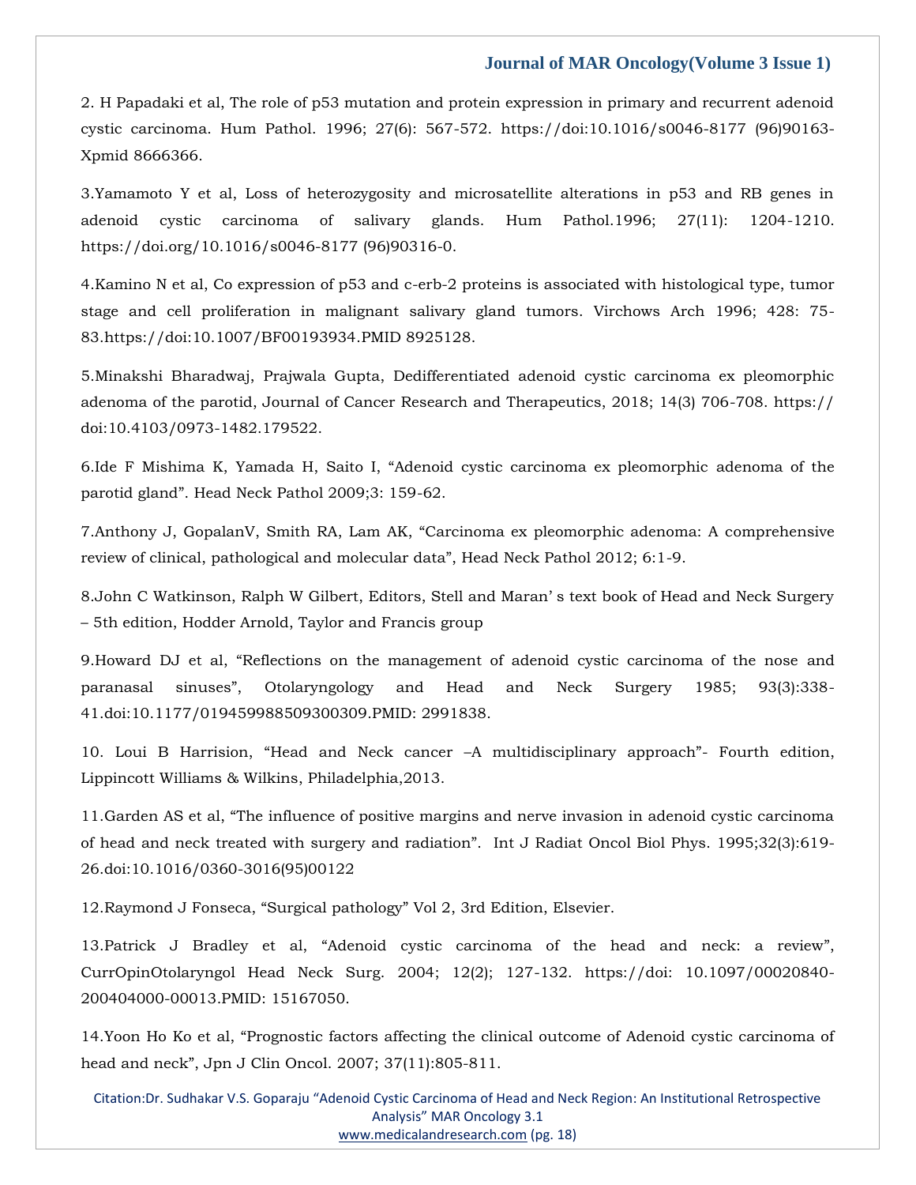2. H Papadaki et al, The role of p53 mutation and protein expression in primary and recurrent adenoid cystic carcinoma. Hum Pathol. 1996; 27(6): 567-572. https://doi:10.1016/s0046-8177 (96)90163-Xpmid 8666366.

3.Yamamoto Y et al, Loss of heterozygosity and microsatellite alterations in p53 and RB genes in adenoid cystic carcinoma of salivary glands. Hum Pathol.1996; 27(11): 1204-1210. https://doi.org/10.1016/s0046-8177 (96)90316-0.

4.Kamino N et al, Co expression of p53 and c-erb-2 proteins is associated with histological type, tumor stage and cell proliferation in malignant salivary gland tumors. Virchows Arch 1996; 428: 75-83.https://doi:10.1007/BF00193934.PMID 8925128.

5.Minakshi Bharadwaj, Prajwala Gupta, Dedifferentiated adenoid cystic carcinoma ex pleomorphic adenoma of the parotid, Journal of Cancer Research and Therapeutics, 2018; 14(3) 706-708. https:// doi:10.4103/0973-1482.179522.

6.Ide F Mishima K, Yamada H, Saito I, "Adenoid cystic carcinoma ex pleomorphic adenoma of the parotid gland". Head Neck Pathol 2009;3: 159-62.

7.Anthony J, GopalanV, Smith RA, Lam AK, "Carcinoma ex pleomorphic adenoma: A comprehensive review of clinical, pathological and molecular data", Head Neck Pathol 2012; 6:1-9.

8.John C Watkinson, Ralph W Gilbert, Editors, Stell and Maran' s text book of Head and Neck Surgery – 5th edition, Hodder Arnold, Taylor and Francis group

9.Howard DJ et al, "Reflections on the management of adenoid cystic carcinoma of the nose and paranasal sinuses", Otolaryngology and Head and Neck Surgery 1985; 93(3):338-41.doi:10.1177/019459988509300309.PMID: 2991838.

10. Loui B Harrision, "Head and Neck cancer –A multidisciplinary approach"- Fourth edition, Lippincott Williams & Wilkins, Philadelphia,2013.

11.Garden AS et al, "The influence of positive margins and nerve invasion in adenoid cystic carcinoma of head and neck treated with surgery and radiation". Int J Radiat Oncol Biol Phys. 1995;32(3):619-26.doi:10.1016/0360-3016(95)00122

12.Raymond J Fonseca, "Surgical pathology" Vol 2, 3rd Edition, Elsevier.

13.Patrick J Bradley et al, "Adenoid cystic carcinoma of the head and neck: a review", CurrOpinOtolaryngol Head Neck Surg. 2004; 12(2); 127-132. https://doi: 10.1097/00020840-200404000-00013.PMID: 15167050.

14.Yoon Ho Ko et al, "Prognostic factors affecting the clinical outcome of Adenoid cystic carcinoma of head and neck", Jpn J Clin Oncol. 2007; 37(11):805-811.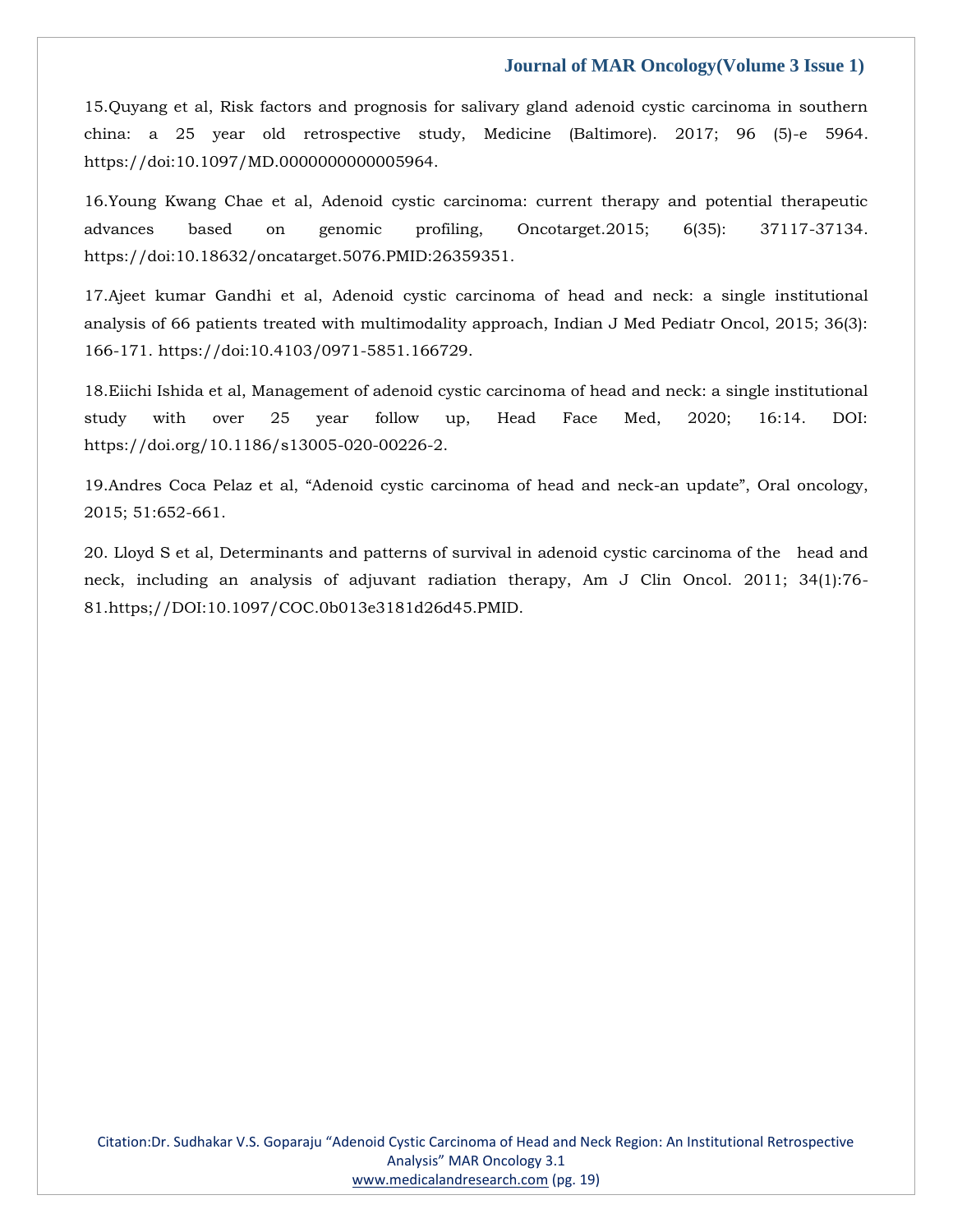15.Quyang et al, Risk factors and prognosis for salivary gland adenoid cystic carcinoma in southern china: a 25 year old retrospective study, Medicine (Baltimore). 2017; 96 (5)-e 5964. https://doi:10.1097/MD.0000000000005964.

16.Young Kwang Chae et al, Adenoid cystic carcinoma: current therapy and potential therapeutic advances based on genomic profiling, Oncotarget.2015; 6(35): 37117-37134. https://doi:10.18632/oncataget.5076.PMID:26359351.

17.Ajeet kumar Gandhi et al, Adenoid cystic carcinoma of head and neck: a single institutional analysis of 66 patients treated with multimodality approach, Indian J Med Pediatr Oncol, 2015; 36(3): 166-171. https://doi:10.4103/0971-5851.166729.

18.Eiichi Ishida et al, Management of adenoid cystic carcinoma of head and neck: a single institutional study with over 25 year follow up, Head Face Med, 2020; 16:14. DOI: https://doi.org/10.1186/s13005-020-00226-2.

19.Andres Coca Pelaz et al, "Adenoid cystic carcinoma of head and neck-an update", Oral oncology, 2015; 51:652-661.

20. Lloyd S et al, Determinants and patterns of survival in adenoid cystic carcinoma of the head and neck, including an analysis of adjuvant radiation therapy, Am J Clin Oncol. 2011; 34(1):76-81.https;//DOI:10.1097/COC.0b013e3181d26d45.PMID.